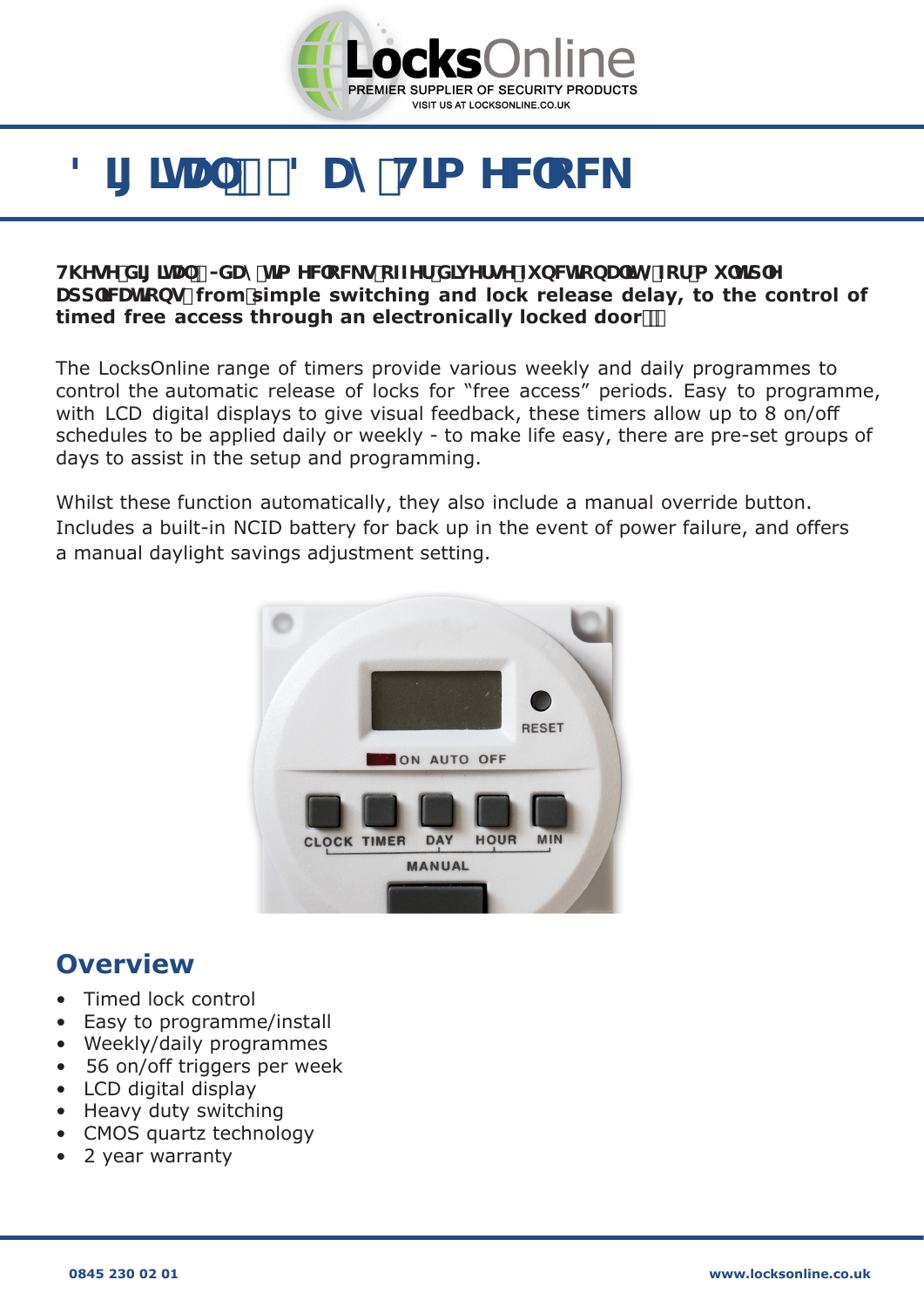# ' LJ LWDO   ' D\ 7LP HFORFN

**7KHVH GLJLWDO -GD\ WLP HFORFNV RIIHU GLYHUVH IXQFWLRQDOLW\ IRU P XOWLSOH DSSOLFDWLRQV from simple switching and lock release delay, to the control of timed free access through an electronically locked door**

The LocksOnline range of timers provide various weekly and daily programmes to control the automatic release of locks for "free access" periods. Easy to programme, with LCD digital displays to give visual feedback, these timers allow up to 8 on/off schedules to be applied daily or weekly - to make life easy, there are pre-set groups of days to assist in the setup and programming.

Whilst these function automatically, they also include a manual override button. Includes a built-in NCID battery for back up in the event of power failure, and offers a manual daylight savings adjustment setting.

## Overview

- Timed lock control
- Easy to programme/install
- Weekly/daily programmes
- 56 on/off triggers per week
- LCD digital display
- Heavy duty switching
- CMOS quartz technology
- 2 year warranty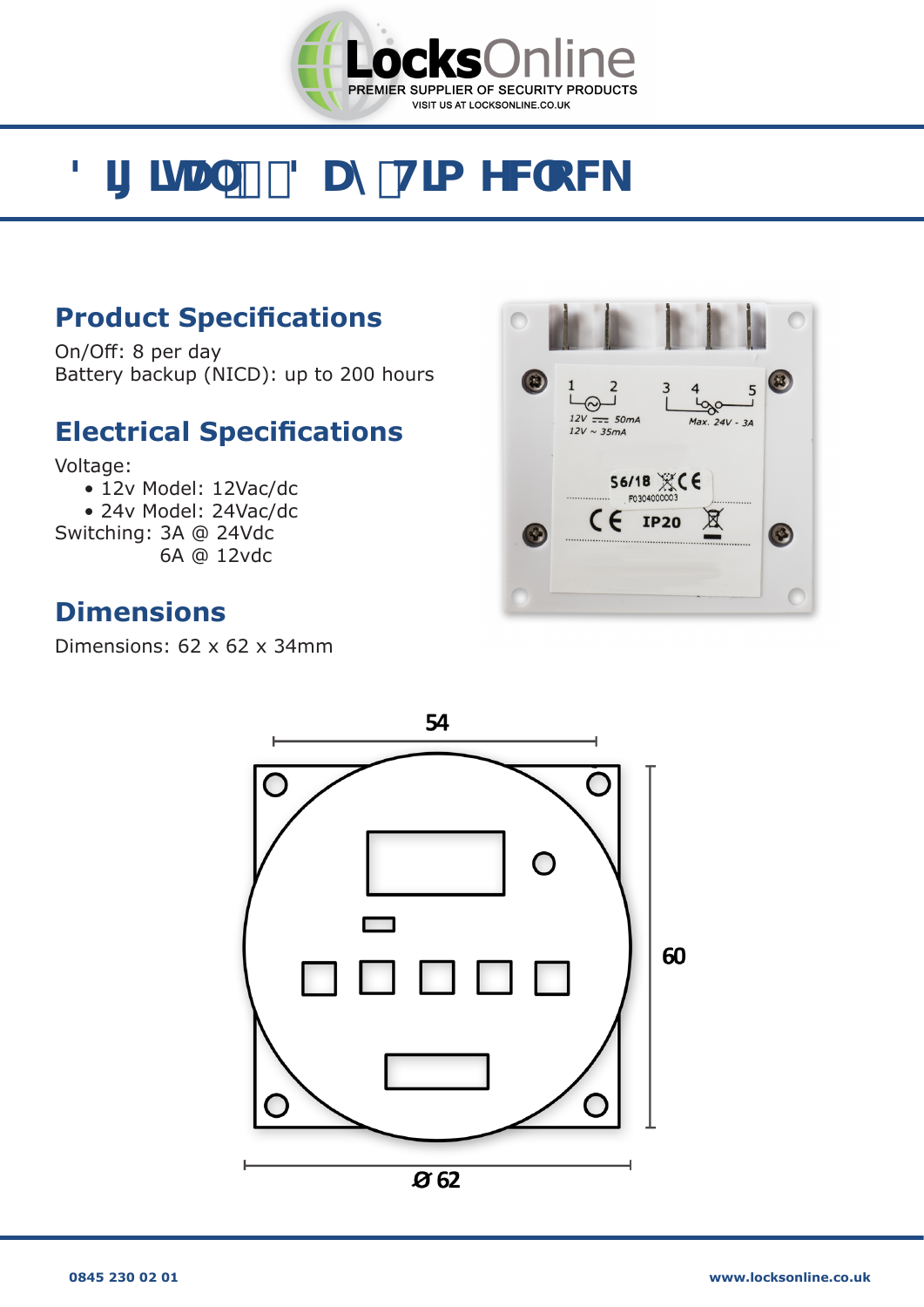# Digital 7 Day Timeclock

## Product Specifications

On/Off: 8 per day
Battery backup (NICD): up to 200 hours

## Electrical Specifications

Voltage:

- 12v Model: 12Vac/dc
- 24v Model: 24Vac/dc

Switching: 3A @ 24Vdc
6A @ 12vdc

## Dimensions

Dimensions: 62 x 62 x 34mm

54

60

Ø 62